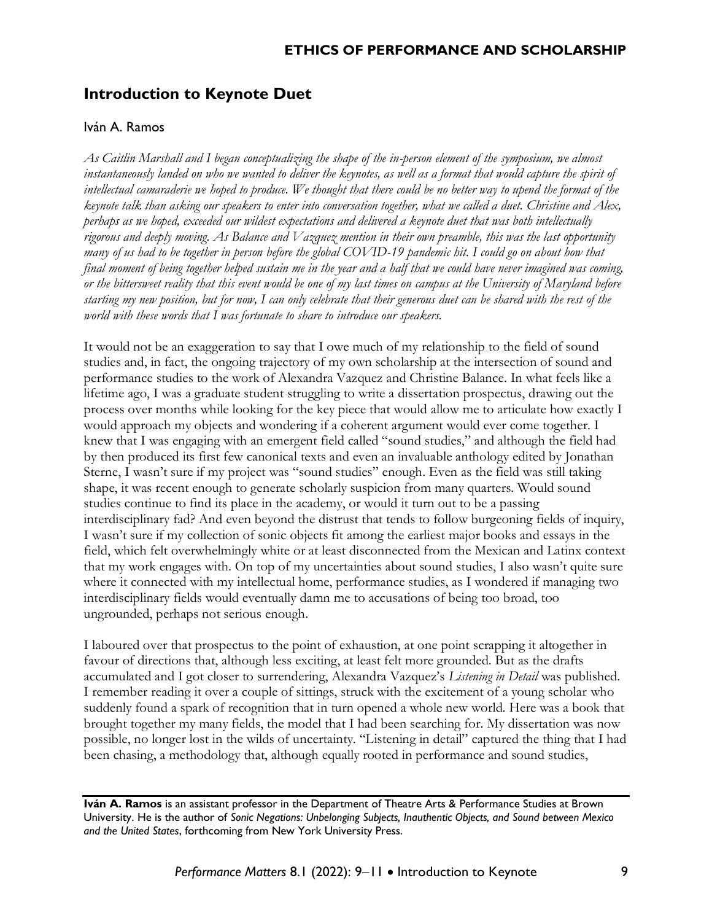## Introduction to Keynote Duet

Iván A. Ramos

*As Caitlin Marshall and I began conceptualizing the shape of the in-person element of the symposium, we almost instantaneously landed on who we wanted to deliver the keynotes, as well as a format that would capture the spirit of intellectual camaraderie we hoped to produce. We thought that there could be no better way to upend the format of the keynote talk than asking our speakers to enter into conversation together, what we called a duet. Christine and Alex, perhaps as we hoped, exceeded our wildest expectations and delivered a keynote duet that was both intellectually rigorous and deeply moving. As Balance and Vazquez mention in their own preamble, this was the last opportunity many of us had to be together in person before the global COVID-19 pandemic hit. I could go on about how that final moment of being together helped sustain me in the year and a half that we could have never imagined was coming, or the bittersweet reality that this event would be one of my last times on campus at the University of Maryland before starting my new position, but for now, I can only celebrate that their generous duet can be shared with the rest of the world with these words that I was fortunate to share to introduce our speakers.*

It would not be an exaggeration to say that I owe much of my relationship to the field of sound studies and, in fact, the ongoing trajectory of my own scholarship at the intersection of sound and performance studies to the work of Alexandra Vazquez and Christine Balance. In what feels like a lifetime ago, I was a graduate student struggling to write a dissertation prospectus, drawing out the process over months while looking for the key piece that would allow me to articulate how exactly I would approach my objects and wondering if a coherent argument would ever come together. I knew that I was engaging with an emergent field called "sound studies," and although the field had by then produced its first few canonical texts and even an invaluable anthology edited by Jonathan Sterne, I wasn't sure if my project was "sound studies" enough. Even as the field was still taking shape, it was recent enough to generate scholarly suspicion from many quarters. Would sound studies continue to find its place in the academy, or would it turn out to be a passing interdisciplinary fad? And even beyond the distrust that tends to follow burgeoning fields of inquiry, I wasn't sure if my collection of sonic objects fit among the earliest major books and essays in the field, which felt overwhelmingly white or at least disconnected from the Mexican and Latinx context that my work engages with. On top of my uncertainties about sound studies, I also wasn't quite sure where it connected with my intellectual home, performance studies, as I wondered if managing two interdisciplinary fields would eventually damn me to accusations of being too broad, too ungrounded, perhaps not serious enough.

I laboured over that prospectus to the point of exhaustion, at one point scrapping it altogether in favour of directions that, although less exciting, at least felt more grounded. But as the drafts accumulated and I got closer to surrendering, Alexandra Vazquez's *Listening in Detail* was published. I remember reading it over a couple of sittings, struck with the excitement of a young scholar who suddenly found a spark of recognition that in turn opened a whole new world. Here was a book that brought together my many fields, the model that I had been searching for. My dissertation was now possible, no longer lost in the wilds of uncertainty. "Listening in detail" captured the thing that I had been chasing, a methodology that, although equally rooted in performance and sound studies,

**Iván A. Ramos** is an assistant professor in the Department of Theatre Arts & Performance Studies at Brown University. He is the author of *Sonic Negations: Unbelonging Subjects, Inauthentic Objects, and Sound between Mexico and the United States*, forthcoming from New York University Press.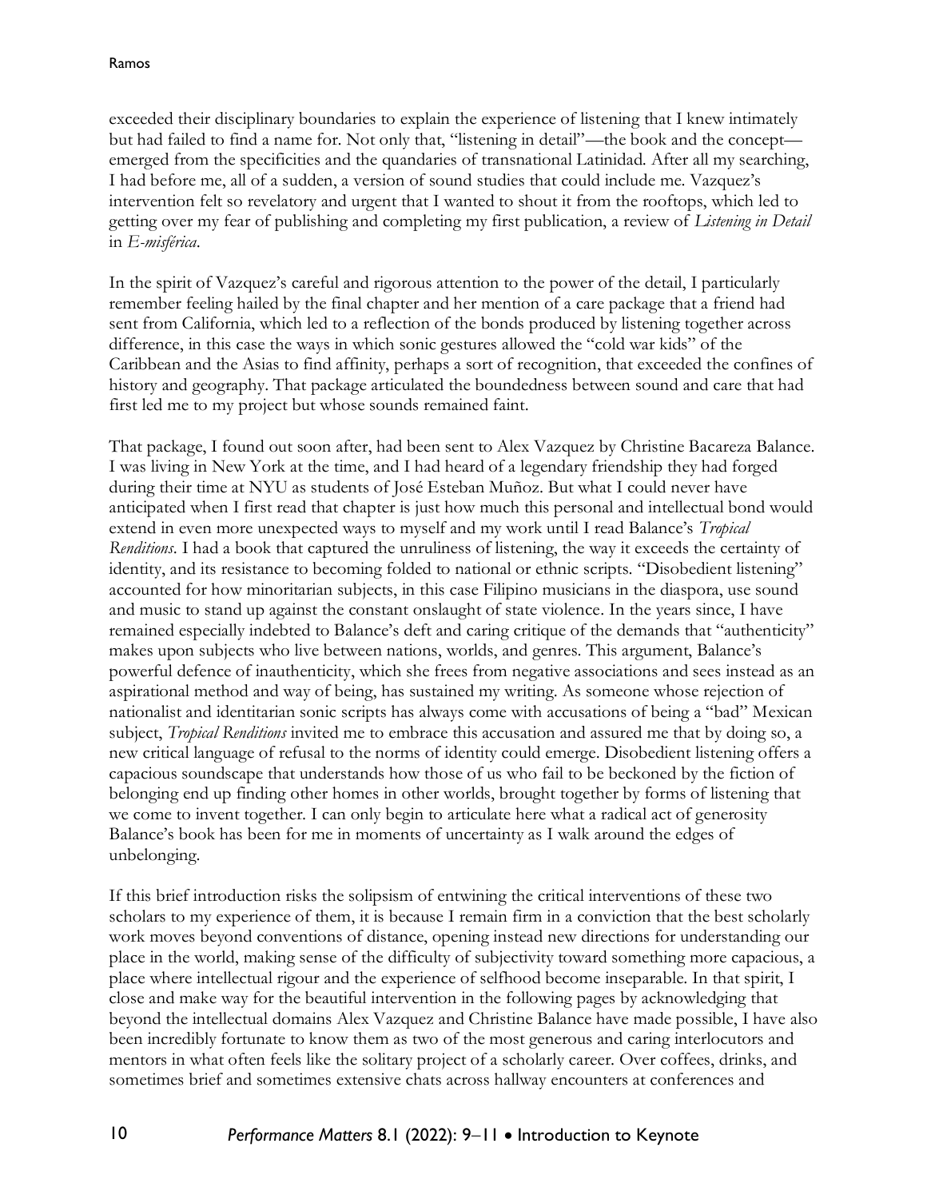exceeded their disciplinary boundaries to explain the experience of listening that I knew intimately but had failed to find a name for. Not only that, "listening in detail"—the book and the concept—emerged from the specificities and the quandaries of transnational Latinidad. After all my searching, I had before me, all of a sudden, a version of sound studies that could include me. Vazquez's intervention felt so revelatory and urgent that I wanted to shout it from the rooftops, which led to getting over my fear of publishing and completing my first publication, a review of *Listening in Detail* in *E-misférica*.

In the spirit of Vazquez's careful and rigorous attention to the power of the detail, I particularly remember feeling hailed by the final chapter and her mention of a care package that a friend had sent from California, which led to a reflection of the bonds produced by listening together across difference, in this case the ways in which sonic gestures allowed the "cold war kids" of the Caribbean and the Asias to find affinity, perhaps a sort of recognition, that exceeded the confines of history and geography. That package articulated the boundedness between sound and care that had first led me to my project but whose sounds remained faint.

That package, I found out soon after, had been sent to Alex Vazquez by Christine Bacareza Balance. I was living in New York at the time, and I had heard of a legendary friendship they had forged during their time at NYU as students of José Esteban Muñoz. But what I could never have anticipated when I first read that chapter is just how much this personal and intellectual bond would extend in even more unexpected ways to myself and my work until I read Balance's *Tropical Renditions*. I had a book that captured the unruliness of listening, the way it exceeds the certainty of identity, and its resistance to becoming folded to national or ethnic scripts. "Disobedient listening" accounted for how minoritarian subjects, in this case Filipino musicians in the diaspora, use sound and music to stand up against the constant onslaught of state violence. In the years since, I have remained especially indebted to Balance's deft and caring critique of the demands that "authenticity" makes upon subjects who live between nations, worlds, and genres. This argument, Balance's powerful defence of inauthenticity, which she frees from negative associations and sees instead as an aspirational method and way of being, has sustained my writing. As someone whose rejection of nationalist and identitarian sonic scripts has always come with accusations of being a "bad" Mexican subject, *Tropical Renditions* invited me to embrace this accusation and assured me that by doing so, a new critical language of refusal to the norms of identity could emerge. Disobedient listening offers a capacious soundscape that understands how those of us who fail to be beckoned by the fiction of belonging end up finding other homes in other worlds, brought together by forms of listening that we come to invent together. I can only begin to articulate here what a radical act of generosity Balance's book has been for me in moments of uncertainty as I walk around the edges of unbelonging.

If this brief introduction risks the solipsism of entwining the critical interventions of these two scholars to my experience of them, it is because I remain firm in a conviction that the best scholarly work moves beyond conventions of distance, opening instead new directions for understanding our place in the world, making sense of the difficulty of subjectivity toward something more capacious, a place where intellectual rigour and the experience of selfhood become inseparable. In that spirit, I close and make way for the beautiful intervention in the following pages by acknowledging that beyond the intellectual domains Alex Vazquez and Christine Balance have made possible, I have also been incredibly fortunate to know them as two of the most generous and caring interlocutors and mentors in what often feels like the solitary project of a scholarly career. Over coffees, drinks, and sometimes brief and sometimes extensive chats across hallway encounters at conferences and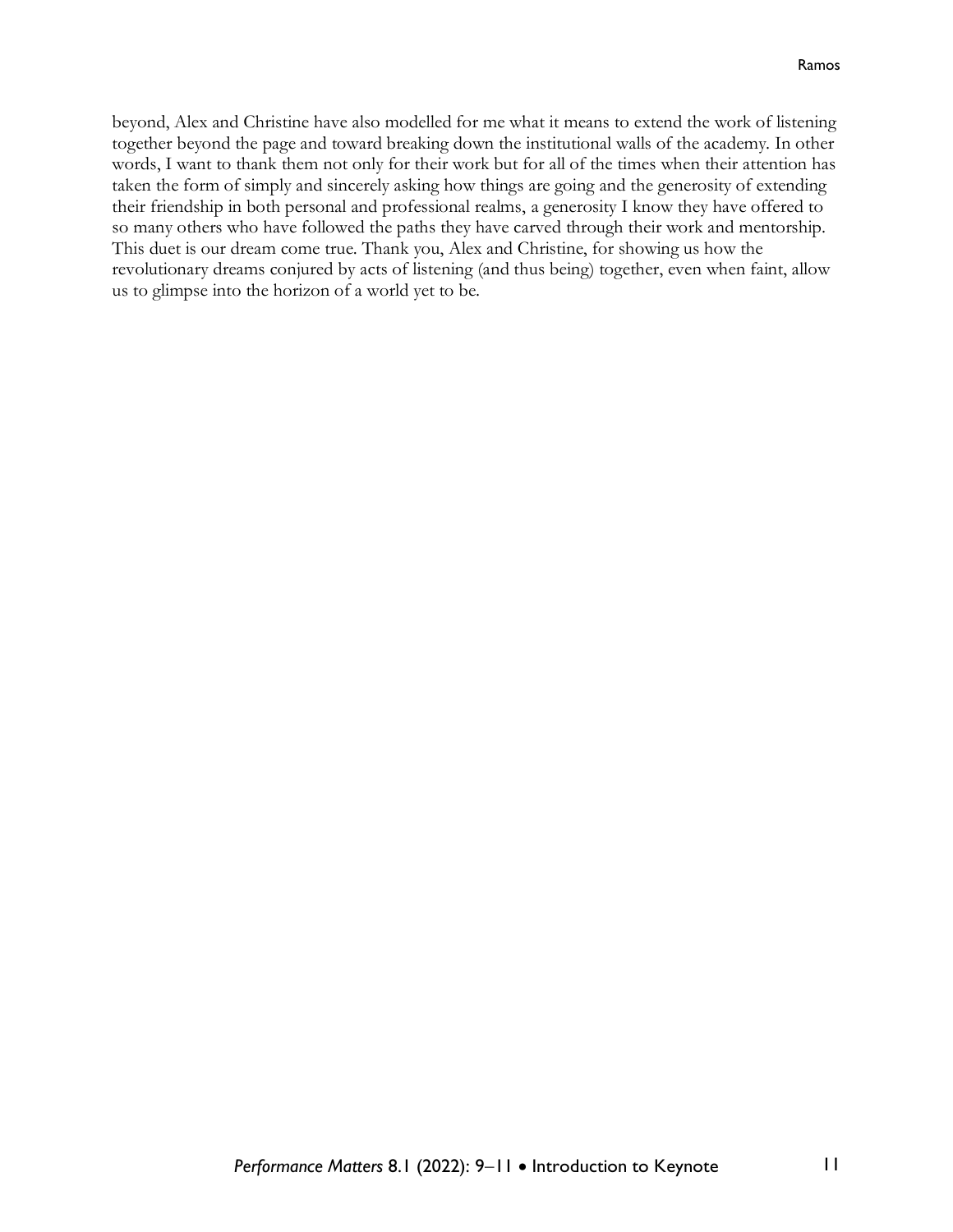beyond, Alex and Christine have also modelled for me what it means to extend the work of listening together beyond the page and toward breaking down the institutional walls of the academy. In other words, I want to thank them not only for their work but for all of the times when their attention has taken the form of simply and sincerely asking how things are going and the generosity of extending their friendship in both personal and professional realms, a generosity I know they have offered to so many others who have followed the paths they have carved through their work and mentorship. This duet is our dream come true. Thank you, Alex and Christine, for showing us how the revolutionary dreams conjured by acts of listening (and thus being) together, even when faint, allow us to glimpse into the horizon of a world yet to be.